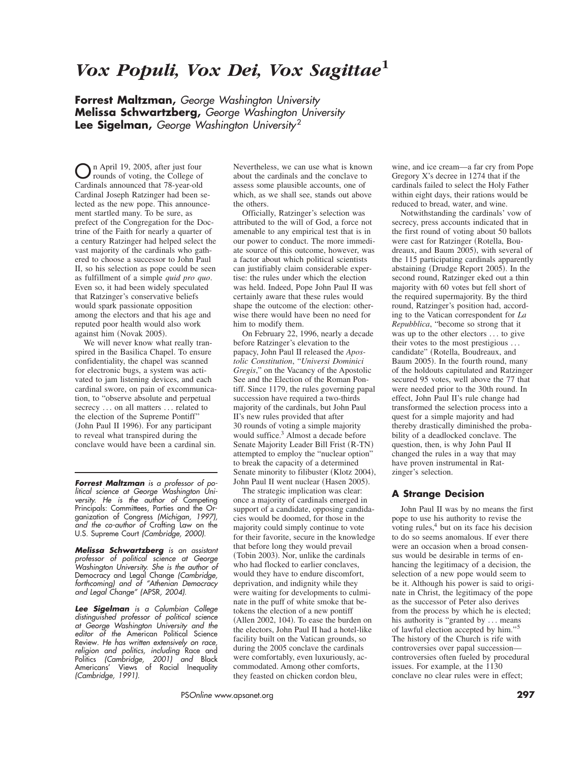# *Vox Populi, Vox Dei, Vox Sagittae*[1]

**Forrest Maltzman,** *George Washington University*
**Melissa Schwartzberg,** *George Washington University*
**Lee Sigelman,** *George Washington University*[2]

On April 19, 2005, after just four rounds of voting, the College of Cardinals announced that 78-year-old Cardinal Joseph Ratzinger had been selected as the new pope. This announcement startled many. To be sure, as prefect of the Congregation for the Doctrine of the Faith for nearly a quarter of a century Ratzinger had helped select the vast majority of the cardinals who gathered to choose a successor to John Paul II, so his selection as pope could be seen as fulfillment of a simple *quid pro quo*. Even so, it had been widely speculated that Ratzinger's conservative beliefs would spark passionate opposition among the electors and that his age and reputed poor health would also work against him (Novak 2005).

We will never know what really transpired in the Basilica Chapel. To ensure confidentiality, the chapel was scanned for electronic bugs, a system was activated to jam listening devices, and each cardinal swore, on pain of excommunication, to "observe absolute and perpetual secrecy … on all matters … related to the election of the Supreme Pontiff" (John Paul II 1996). For any participant to reveal what transpired during the conclave would have been a cardinal sin.

Nevertheless, we can use what is known about the cardinals and the conclave to assess some plausible accounts, one of which, as we shall see, stands out above the others.

Officially, Ratzinger's selection was attributed to the will of God, a force not amenable to any empirical test that is in our power to conduct. The more immediate source of this outcome, however, was a factor about which political scientists can justifiably claim considerable expertise: the rules under which the election was held. Indeed, Pope John Paul II was certainly aware that these rules would shape the outcome of the election: otherwise there would have been no need for him to modify them.

On February 22, 1996, nearly a decade before Ratzinger's elevation to the papacy, John Paul II released the *Apostolic Constitution*, "*Universi Dominici Gregis*," on the Vacancy of the Apostolic See and the Election of the Roman Pontiff. Since 1179, the rules governing papal succession have required a two-thirds majority of the cardinals, but John Paul II's new rules provided that after 30 rounds of voting a simple majority would suffice.[3] Almost a decade before Senate Majority Leader Bill Frist (R-TN) attempted to employ the "nuclear option" to break the capacity of a determined Senate minority to filibuster (Klotz 2004), John Paul II went nuclear (Hasen 2005).

The strategic implication was clear: once a majority of cardinals emerged in support of a candidate, opposing candidacies would be doomed, for those in the majority could simply continue to vote for their favorite, secure in the knowledge that before long they would prevail (Tobin 2003). Nor, unlike the cardinals who had flocked to earlier conclaves, would they have to endure discomfort, deprivation, and indignity while they were waiting for developments to culminate in the puff of white smoke that betokens the election of a new pontiff (Allen 2002, 104). To ease the burden on the electors, John Paul II had a hotel-like facility built on the Vatican grounds, so during the 2005 conclave the cardinals were comfortably, even luxuriously, accommodated. Among other comforts, they feasted on chicken cordon bleu, wine, and ice cream—a far cry from Pope Gregory X's decree in 1274 that if the cardinals failed to select the Holy Father within eight days, their rations would be reduced to bread, water, and wine.

Notwithstanding the cardinals' vow of secrecy, press accounts indicated that in the first round of voting about 50 ballots were cast for Ratzinger (Rotella, Boudreaux, and Baum 2005), with several of the 115 participating cardinals apparently abstaining (Drudge Report 2005). In the second round, Ratzinger eked out a thin majority with 60 votes but fell short of the required supermajority. By the third round, Ratzinger's position had, according to the Vatican correspondent for *La Repubblica*, "become so strong that it was up to the other electors … to give their votes to the most prestigious … candidate" (Rotella, Boudreaux, and Baum 2005). In the fourth round, many of the holdouts capitulated and Ratzinger secured 95 votes, well above the 77 that were needed prior to the 30th round. In effect, John Paul II's rule change had transformed the selection process into a quest for a simple majority and had thereby drastically diminished the probability of a deadlocked conclave. The question, then, is why John Paul II changed the rules in a way that may have proven instrumental in Ratzinger's selection.

## A Strange Decision

John Paul II was by no means the first pope to use his authority to revise the voting rules,[4] but on its face his decision to do so seems anomalous. If ever there were an occasion when a broad consensus would be desirable in terms of enhancing the legitimacy of a decision, the selection of a new pope would seem to be it. Although his power is said to originate in Christ, the legitimacy of the pope as the successor of Peter also derives from the process by which he is elected; his authority is "granted by … means of lawful election accepted by him."[5] The history of the Church is rife with controversies over papal succession—controversies often fueled by procedural issues. For example, at the 1130 conclave no clear rules were in effect;

---

***Forrest Maltzman*** *is a professor of political science at George Washington University. He is the author of* Competing Principals: Committees, Parties and the Organization of Congress *(Michigan, 1997), and the co-author of* Crafting Law on the U.S. Supreme Court *(Cambridge, 2000).*

***Melissa Schwartzberg*** *is an assistant professor of political science at George Washington University. She is the author of* Democracy and Legal Change *(Cambridge, forthcoming) and of "Athenian Democracy and Legal Change" (*APSR*, 2004).*

***Lee Sigelman*** *is a Columbian College distinguished professor of political science at George Washington University and the editor of the* American Political Science Review. *He has written extensively on race, religion and politics, including* Race and Politics *(Cambridge, 2001) and* Black Americans' Views of Racial Inequality *(Cambridge, 1991).*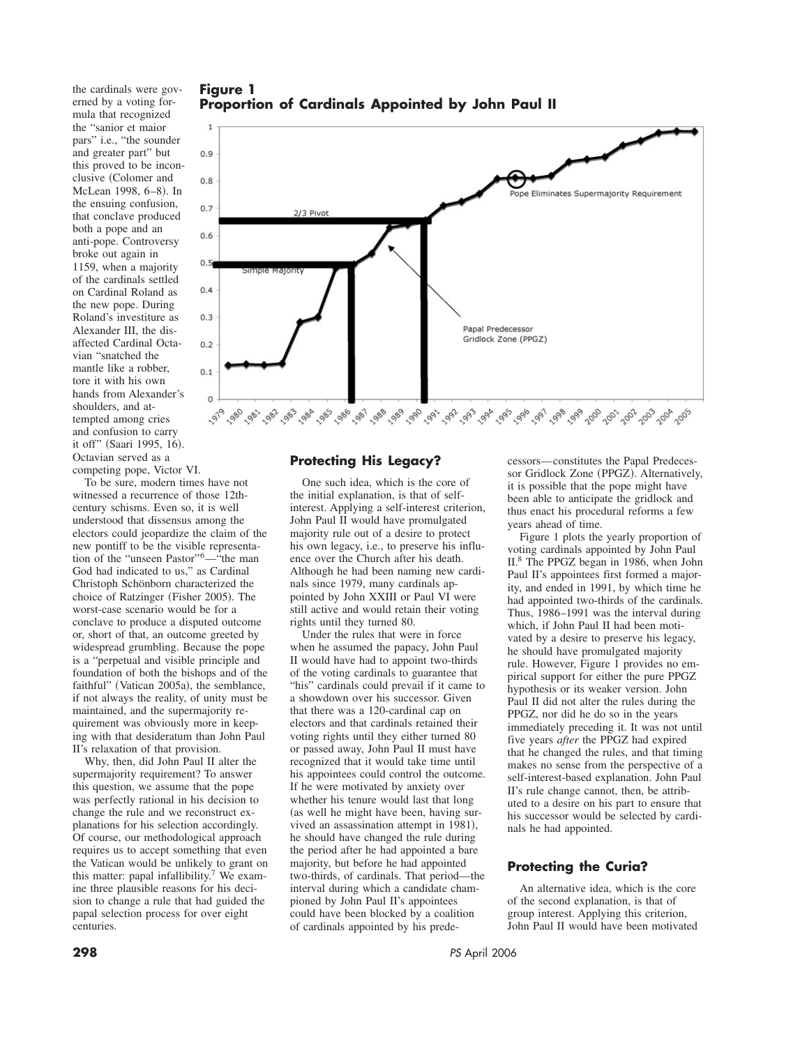the cardinals were governed by a voting formula that recognized the "sanior et maior pars" i.e., "the sounder and greater part" but this proved to be inconclusive (Colomer and McLean 1998, 6–8). In the ensuing confusion, that conclave produced both a pope and an anti-pope. Controversy broke out again in 1159, when a majority of the cardinals settled on Cardinal Roland as the new pope. During Roland's investiture as Alexander III, the disaffected Cardinal Octavian "snatched the mantle like a robber, tore it with his own hands from Alexander's shoulders, and attempted among cries and confusion to carry it off" (Saari 1995, 16). Octavian served as a competing pope, Victor VI.

To be sure, modern times have not witnessed a recurrence of those 12th-century schisms. Even so, it is well understood that dissensus among the electors could jeopardize the claim of the new pontiff to be the visible representation of the "unseen Pastor"[6]—"the man God had indicated to us," as Cardinal Christoph Schönborn characterized the choice of Ratzinger (Fisher 2005). The worst-case scenario would be for a conclave to produce a disputed outcome or, short of that, an outcome greeted by widespread grumbling. Because the pope is a "perpetual and visible principle and foundation of both the bishops and of the faithful" (Vatican 2005a), the semblance, if not always the reality, of unity must be maintained, and the supermajority requirement was obviously more in keeping with that desideratum than John Paul II's relaxation of that provision.

Why, then, did John Paul II alter the supermajority requirement? To answer this question, we assume that the pope was perfectly rational in his decision to change the rule and we reconstruct explanations for his selection accordingly. Of course, our methodological approach requires us to accept something that even the Vatican would be unlikely to grant on this matter: papal infallibility.[7] We examine three plausible reasons for his decision to change a rule that had guided the papal selection process for over eight centuries.

**Figure 1**
**Proportion of Cardinals Appointed by John Paul II**

## Protecting His Legacy?

One such idea, which is the core of the initial explanation, is that of self-interest. Applying a self-interest criterion, John Paul II would have promulgated majority rule out of a desire to protect his own legacy, i.e., to preserve his influence over the Church after his death. Although he had been naming new cardinals since 1979, many cardinals appointed by John XXIII or Paul VI were still active and would retain their voting rights until they turned 80.

Under the rules that were in force when he assumed the papacy, John Paul II would have had to appoint two-thirds of the voting cardinals to guarantee that "his" cardinals could prevail if it came to a showdown over his successor. Given that there was a 120-cardinal cap on electors and that cardinals retained their voting rights until they either turned 80 or passed away, John Paul II must have recognized that it would take time until his appointees could control the outcome. If he were motivated by anxiety over whether his tenure would last that long (as well he might have been, having survived an assassination attempt in 1981), he should have changed the rule during the period after he had appointed a bare majority, but before he had appointed two-thirds, of cardinals. That period—the interval during which a candidate championed by John Paul II's appointees could have been blocked by a coalition of cardinals appointed by his predecessors—constitutes the Papal Predecessor Gridlock Zone (PPGZ). Alternatively, it is possible that the pope might have been able to anticipate the gridlock and thus enact his procedural reforms a few years ahead of time.

Figure 1 plots the yearly proportion of voting cardinals appointed by John Paul II.[8] The PPGZ began in 1986, when John Paul II's appointees first formed a majority, and ended in 1991, by which time he had appointed two-thirds of the cardinals. Thus, 1986–1991 was the interval during which, if John Paul II had been motivated by a desire to preserve his legacy, he should have promulgated majority rule. However, Figure 1 provides no empirical support for either the pure PPGZ hypothesis or its weaker version. John Paul II did not alter the rules during the PPGZ, nor did he do so in the years immediately preceding it. It was not until five years *after* the PPGZ had expired that he changed the rules, and that timing makes no sense from the perspective of a self-interest-based explanation. John Paul II's rule change cannot, then, be attributed to a desire on his part to ensure that his successor would be selected by cardinals he had appointed.

## Protecting the Curia?

An alternative idea, which is the core of the second explanation, is that of group interest. Applying this criterion, John Paul II would have been motivated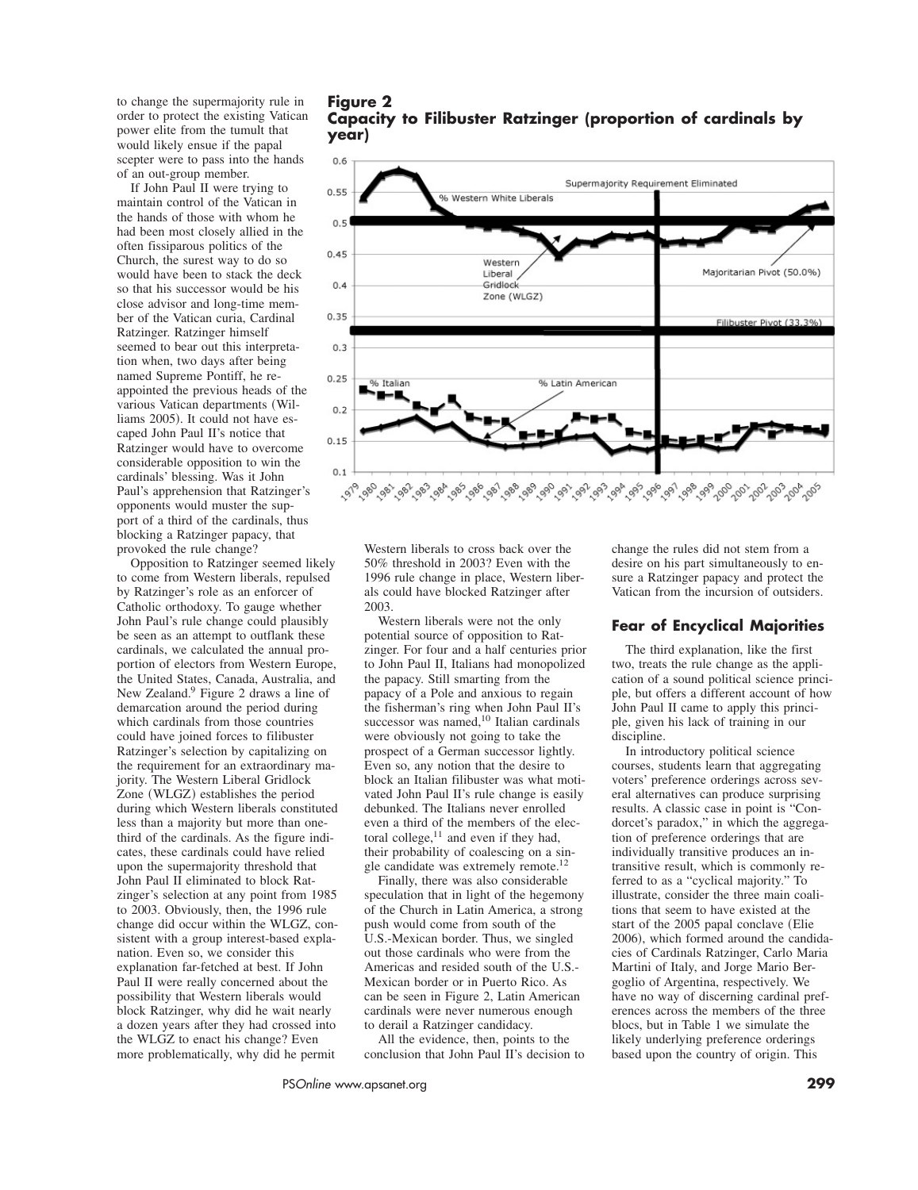to change the supermajority rule in order to protect the existing Vatican power elite from the tumult that would likely ensue if the papal scepter were to pass into the hands of an out-group member.

If John Paul II were trying to maintain control of the Vatican in the hands of those with whom he had been most closely allied in the often fissiparous politics of the Church, the surest way to do so would have been to stack the deck so that his successor would be his close advisor and long-time member of the Vatican curia, Cardinal Ratzinger. Ratzinger himself seemed to bear out this interpretation when, two days after being named Supreme Pontiff, he reappointed the previous heads of the various Vatican departments (Williams 2005). It could not have escaped John Paul II's notice that Ratzinger would have to overcome considerable opposition to win the cardinals' blessing. Was it John Paul's apprehension that Ratzinger's opponents would muster the support of a third of the cardinals, thus blocking a Ratzinger papacy, that provoked the rule change?

Opposition to Ratzinger seemed likely to come from Western liberals, repulsed by Ratzinger's role as an enforcer of Catholic orthodoxy. To gauge whether John Paul's rule change could plausibly be seen as an attempt to outflank these cardinals, we calculated the annual proportion of electors from Western Europe, the United States, Canada, Australia, and New Zealand.[9] Figure 2 draws a line of demarcation around the period during which cardinals from those countries could have joined forces to filibuster Ratzinger's selection by capitalizing on the requirement for an extraordinary majority. The Western Liberal Gridlock Zone (WLGZ) establishes the period during which Western liberals constituted less than a majority but more than one-third of the cardinals. As the figure indicates, these cardinals could have relied upon the supermajority threshold that John Paul II eliminated to block Ratzinger's selection at any point from 1985 to 2003. Obviously, then, the 1996 rule change did occur within the WLGZ, consistent with a group interest-based explanation. Even so, we consider this explanation far-fetched at best. If John Paul II were really concerned about the possibility that Western liberals would block Ratzinger, why did he wait nearly a dozen years after they had crossed into the WLGZ to enact his change? Even more problematically, why did he permit Western liberals to cross back over the 50% threshold in 2003? Even with the 1996 rule change in place, Western liberals could have blocked Ratzinger after 2003.

**Figure 2**
**Capacity to Filibuster Ratzinger (proportion of cardinals by year)**

Western liberals were not the only potential source of opposition to Ratzinger. For four and a half centuries prior to John Paul II, Italians had monopolized the papacy. Still smarting from the papacy of a Pole and anxious to regain the fisherman's ring when John Paul II's successor was named,[10] Italian cardinals were obviously not going to take the prospect of a German successor lightly. Even so, any notion that the desire to block an Italian filibuster was what motivated John Paul II's rule change is easily debunked. The Italians never enrolled even a third of the members of the electoral college,[11] and even if they had, their probability of coalescing on a single candidate was extremely remote.[12]

Finally, there was also considerable speculation that in light of the hegemony of the Church in Latin America, a strong push would come from south of the U.S.-Mexican border. Thus, we singled out those cardinals who were from the Americas and resided south of the U.S.-Mexican border or in Puerto Rico. As can be seen in Figure 2, Latin American cardinals were never numerous enough to derail a Ratzinger candidacy.

All the evidence, then, points to the conclusion that John Paul II's decision to change the rules did not stem from a desire on his part simultaneously to ensure a Ratzinger papacy and protect the Vatican from the incursion of outsiders.

## Fear of Encyclical Majorities

The third explanation, like the first two, treats the rule change as the application of a sound political science principle, but offers a different account of how John Paul II came to apply this principle, given his lack of training in our discipline.

In introductory political science courses, students learn that aggregating voters' preference orderings across several alternatives can produce surprising results. A classic case in point is "Condorcet's paradox," in which the aggregation of preference orderings that are individually transitive produces an intransitive result, which is commonly referred to as a "cyclical majority." To illustrate, consider the three main coalitions that seem to have existed at the start of the 2005 papal conclave (Elie 2006), which formed around the candidacies of Cardinals Ratzinger, Carlo Maria Martini of Italy, and Jorge Mario Bergoglio of Argentina, respectively. We have no way of discerning cardinal preferences across the members of the three blocs, but in Table 1 we simulate the likely underlying preference orderings based upon the country of origin. This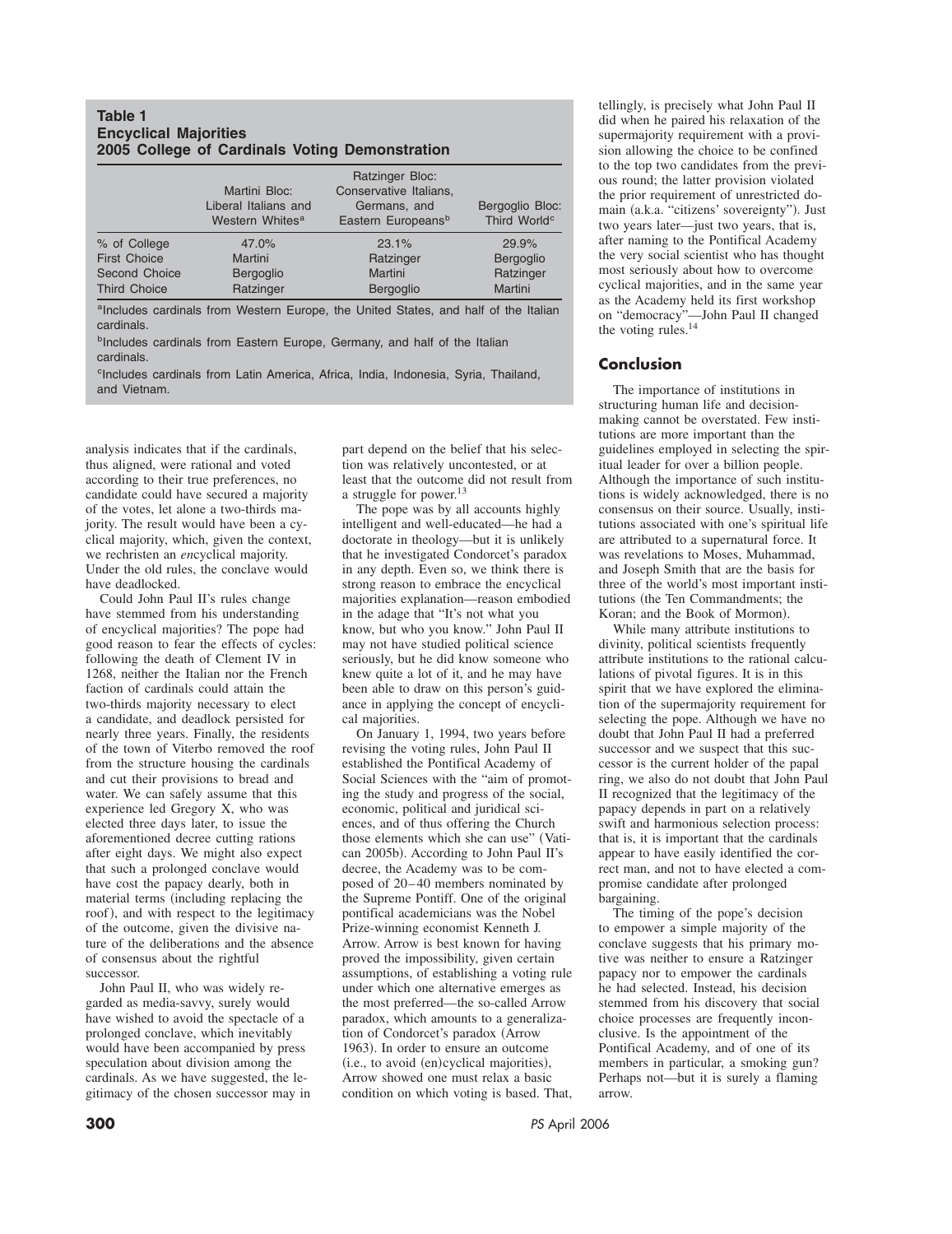**Table 1**
**Encyclical Majorities**
**2005 College of Cardinals Voting Demonstration**

| | Martini Bloc: Liberal Italians and Western Whites[a] | Ratzinger Bloc: Conservative Italians, Germans, and Eastern Europeans[b] | Bergoglio Bloc: Third World[c] |
|---|---|---|---|
| % of College | 47.0% | 23.1% | 29.9% |
| First Choice | Martini | Ratzinger | Bergoglio |
| Second Choice | Bergoglio | Martini | Ratzinger |
| Third Choice | Ratzinger | Bergoglio | Martini |

[a]Includes cardinals from Western Europe, the United States, and half of the Italian cardinals.

[b]Includes cardinals from Eastern Europe, Germany, and half of the Italian cardinals.

[c]Includes cardinals from Latin America, Africa, India, Indonesia, Syria, Thailand, and Vietnam.

analysis indicates that if the cardinals, thus aligned, were rational and voted according to their true preferences, no candidate could have secured a majority of the votes, let alone a two-thirds majority. The result would have been a cyclical majority, which, given the context, we rechristen an *en*cyclical majority. Under the old rules, the conclave would have deadlocked.

Could John Paul II's rules change have stemmed from his understanding of encyclical majorities? The pope had good reason to fear the effects of cycles: following the death of Clement IV in 1268, neither the Italian nor the French faction of cardinals could attain the two-thirds majority necessary to elect a candidate, and deadlock persisted for nearly three years. Finally, the residents of the town of Viterbo removed the roof from the structure housing the cardinals and cut their provisions to bread and water. We can safely assume that this experience led Gregory X, who was elected three days later, to issue the aforementioned decree cutting rations after eight days. We might also expect that such a prolonged conclave would have cost the papacy dearly, both in material terms (including replacing the roof), and with respect to the legitimacy of the outcome, given the divisive nature of the deliberations and the absence of consensus about the rightful successor.

John Paul II, who was widely regarded as media-savvy, surely would have wished to avoid the spectacle of a prolonged conclave, which inevitably would have been accompanied by press speculation about division among the cardinals. As we have suggested, the legitimacy of the chosen successor may in part depend on the belief that his selection was relatively uncontested, or at least that the outcome did not result from a struggle for power.[13]

The pope was by all accounts highly intelligent and well-educated—he had a doctorate in theology—but it is unlikely that he investigated Condorcet's paradox in any depth. Even so, we think there is strong reason to embrace the encyclical majorities explanation—reason embodied in the adage that "It's not what you know, but who you know." John Paul II may not have studied political science seriously, but he did know someone who knew quite a lot of it, and he may have been able to draw on this person's guidance in applying the concept of encyclical majorities.

On January 1, 1994, two years before revising the voting rules, John Paul II established the Pontifical Academy of Social Sciences with the "aim of promoting the study and progress of the social, economic, political and juridical sciences, and of thus offering the Church those elements which she can use" (Vatican 2005b). According to John Paul II's decree, the Academy was to be composed of 20–40 members nominated by the Supreme Pontiff. One of the original pontifical academicians was the Nobel Prize-winning economist Kenneth J. Arrow. Arrow is best known for having proved the impossibility, given certain assumptions, of establishing a voting rule under which one alternative emerges as the most preferred—the so-called Arrow paradox, which amounts to a generalization of Condorcet's paradox (Arrow 1963). In order to ensure an outcome (i.e., to avoid (en)cyclical majorities), Arrow showed one must relax a basic condition on which voting is based. That, tellingly, is precisely what John Paul II did when he paired his relaxation of the supermajority requirement with a provision allowing the choice to be confined to the top two candidates from the previous round; the latter provision violated the prior requirement of unrestricted domain (a.k.a. "citizens' sovereignty"). Just two years later—just two years, that is, after naming to the Pontifical Academy the very social scientist who has thought most seriously about how to overcome cyclical majorities, and in the same year as the Academy held its first workshop on "democracy"—John Paul II changed the voting rules.[14]

## Conclusion

The importance of institutions in structuring human life and decision-making cannot be overstated. Few institutions are more important than the guidelines employed in selecting the spiritual leader for over a billion people. Although the importance of such institutions is widely acknowledged, there is no consensus on their source. Usually, institutions associated with one's spiritual life are attributed to a supernatural force. It was revelations to Moses, Muhammad, and Joseph Smith that are the basis for three of the world's most important institutions (the Ten Commandments; the Koran; and the Book of Mormon).

While many attribute institutions to divinity, political scientists frequently attribute institutions to the rational calculations of pivotal figures. It is in this spirit that we have explored the elimination of the supermajority requirement for selecting the pope. Although we have no doubt that John Paul II had a preferred successor and we suspect that this successor is the current holder of the papal ring, we also do not doubt that John Paul II recognized that the legitimacy of the papacy depends in part on a relatively swift and harmonious selection process: that is, it is important that the cardinals appear to have easily identified the correct man, and not to have elected a compromise candidate after prolonged bargaining.

The timing of the pope's decision to empower a simple majority of the conclave suggests that his primary motive was neither to ensure a Ratzinger papacy nor to empower the cardinals he had selected. Instead, his decision stemmed from his discovery that social choice processes are frequently inconclusive. Is the appointment of the Pontifical Academy, and of one of its members in particular, a smoking gun? Perhaps not—but it is surely a flaming arrow.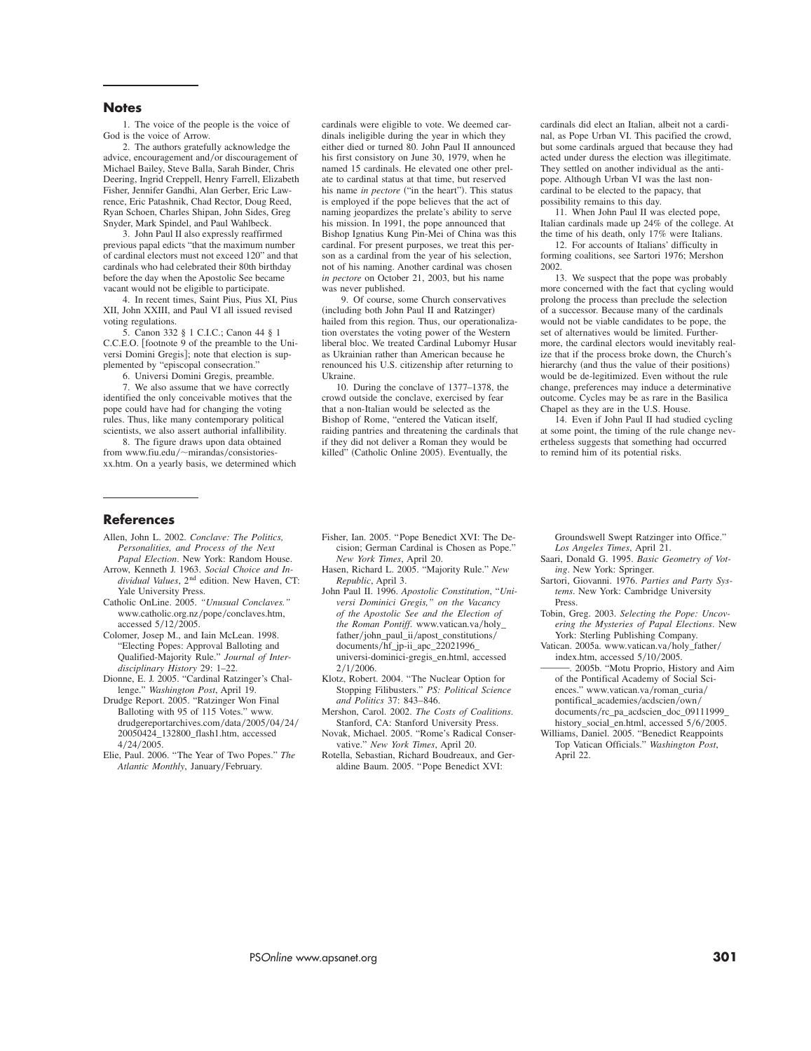## Notes

1. The voice of the people is the voice of God is the voice of Arrow.

2. The authors gratefully acknowledge the advice, encouragement and/or discouragement of Michael Bailey, Steve Balla, Sarah Binder, Chris Deering, Ingrid Creppell, Henry Farrell, Elizabeth Fisher, Jennifer Gandhi, Alan Gerber, Eric Lawrence, Eric Patashnik, Chad Rector, Doug Reed, Ryan Schoen, Charles Shipan, John Sides, Greg Snyder, Mark Spindel, and Paul Wahlbeck.

3. John Paul II also expressly reaffirmed previous papal edicts "that the maximum number of cardinal electors must not exceed 120" and that cardinals who had celebrated their 80th birthday before the day when the Apostolic See became vacant would not be eligible to participate.

4. In recent times, Saint Pius, Pius XI, Pius XII, John XXIII, and Paul VI all issued revised voting regulations.

5. Canon 332 § 1 C.I.C.; Canon 44 § 1 C.C.E.O. [footnote 9 of the preamble to the Universi Domini Gregis]; note that election is supplemented by "episcopal consecration."

6. Universi Domini Gregis, preamble.

7. We also assume that we have correctly identified the only conceivable motives that the pope could have had for changing the voting rules. Thus, like many contemporary political scientists, we also assert authorial infallibility.

8. The figure draws upon data obtained from www.fiu.edu/~mirandas/consistories-xx.htm. On a yearly basis, we determined which cardinals were eligible to vote. We deemed cardinals ineligible during the year in which they either died or turned 80. John Paul II announced his first consistory on June 30, 1979, when he named 15 cardinals. He elevated one other prelate to cardinal status at that time, but reserved his name *in pectore* ("in the heart"). This status is employed if the pope believes that the act of naming jeopardizes the prelate's ability to serve his mission. In 1991, the pope announced that Bishop Ignatius Kung Pin-Mei of China was this cardinal. For present purposes, we treat this person as a cardinal from the year of his selection, not of his naming. Another cardinal was chosen *in pectore* on October 21, 2003, but his name was never published.

9. Of course, some Church conservatives (including both John Paul II and Ratzinger) hailed from this region. Thus, our operationalization overstates the voting power of the Western liberal bloc. We treated Cardinal Lubomyr Husar as Ukrainian rather than American because he renounced his U.S. citizenship after returning to Ukraine.

10. During the conclave of 1377–1378, the crowd outside the conclave, exercised by fear that a non-Italian would be selected as the Bishop of Rome, "entered the Vatican itself, raiding pantries and threatening the cardinals that if they did not deliver a Roman they would be killed" (Catholic Online 2005). Eventually, the cardinals did elect an Italian, albeit not a cardinal, as Pope Urban VI. This pacified the crowd, but some cardinals argued that because they had acted under duress the election was illegitimate. They settled on another individual as the antipope. Although Urban VI was the last non-cardinal to be elected to the papacy, that possibility remains to this day.

11. When John Paul II was elected pope, Italian cardinals made up 24% of the college. At the time of his death, only 17% were Italians.

12. For accounts of Italians' difficulty in forming coalitions, see Sartori 1976; Mershon 2002.

13. We suspect that the pope was probably more concerned with the fact that cycling would prolong the process than preclude the selection of a successor. Because many of the cardinals would not be viable candidates to be pope, the set of alternatives would be limited. Furthermore, the cardinal electors would inevitably realize that if the process broke down, the Church's hierarchy (and thus the value of their positions) would be de-legitimized. Even without the rule change, preferences may induce a determinative outcome. Cycles may be as rare in the Basilica Chapel as they are in the U.S. House.

14. Even if John Paul II had studied cycling at some point, the timing of the rule change nevertheless suggests that something had occurred to remind him of its potential risks.

## References

Allen, John L. 2002. *Conclave: The Politics, Personalities, and Process of the Next Papal Election*. New York: Random House.

Arrow, Kenneth J. 1963. *Social Choice and Individual Values*, 2nd edition. New Haven, CT: Yale University Press.

Catholic OnLine. 2005. *"Unusual Conclaves."* www.catholic.org.nz/pope/conclaves.htm, accessed 5/12/2005.

Colomer, Josep M., and Iain McLean. 1998. "Electing Popes: Approval Balloting and Qualified-Majority Rule." *Journal of Interdisciplinary History* 29: 1–22.

Dionne, E. J. 2005. "Cardinal Ratzinger's Challenge." *Washington Post*, April 19.

Drudge Report. 2005. "Ratzinger Won Final Balloting with 95 of 115 Votes." www.drudgereportarchives.com/data/2005/04/24/20050424_132800_flash1.htm, accessed 4/24/2005.

Elie, Paul. 2006. "The Year of Two Popes." *The Atlantic Monthly*, January/February.

Fisher, Ian. 2005. "Pope Benedict XVI: The Decision; German Cardinal is Chosen as Pope." *New York Times*, April 20.

Hasen, Richard L. 2005. "Majority Rule." *New Republic*, April 3.

John Paul II. 1996. *Apostolic Constitution*, "*Universi Dominici Gregis," on the Vacancy of the Apostolic See and the Election of the Roman Pontiff*. www.vatican.va/holy_father/john_paul_ii/apost_constitutions/documents/hf_jp-ii_apc_22021996_universi-dominici-gregis_en.html, accessed 2/1/2006.

Klotz, Robert. 2004. "The Nuclear Option for Stopping Filibusters." *PS: Political Science and Politics* 37: 843–846.

Mershon, Carol. 2002. *The Costs of Coalitions*. Stanford, CA: Stanford University Press.

Novak, Michael. 2005. "Rome's Radical Conservative." *New York Times*, April 20.

Rotella, Sebastian, Richard Boudreaux, and Geraldine Baum. 2005. "Pope Benedict XVI: Groundswell Swept Ratzinger into Office." *Los Angeles Times*, April 21.

Saari, Donald G. 1995. *Basic Geometry of Voting*. New York: Springer.

Sartori, Giovanni. 1976. *Parties and Party Systems*. New York: Cambridge University Press.

Tobin, Greg. 2003. *Selecting the Pope: Uncovering the Mysteries of Papal Elections*. New York: Sterling Publishing Company.

Vatican. 2005a. www.vatican.va/holy_father/index.htm, accessed 5/10/2005.

———. 2005b. "Motu Proprio, History and Aim of the Pontifical Academy of Social Sciences." www.vatican.va/roman_curia/pontifical_academies/acdscien/own/documents/rc_pa_acdscien_doc_09111999_history_social_en.html, accessed 5/6/2005.

Williams, Daniel. 2005. "Benedict Reappoints Top Vatican Officials." *Washington Post*, April 22.